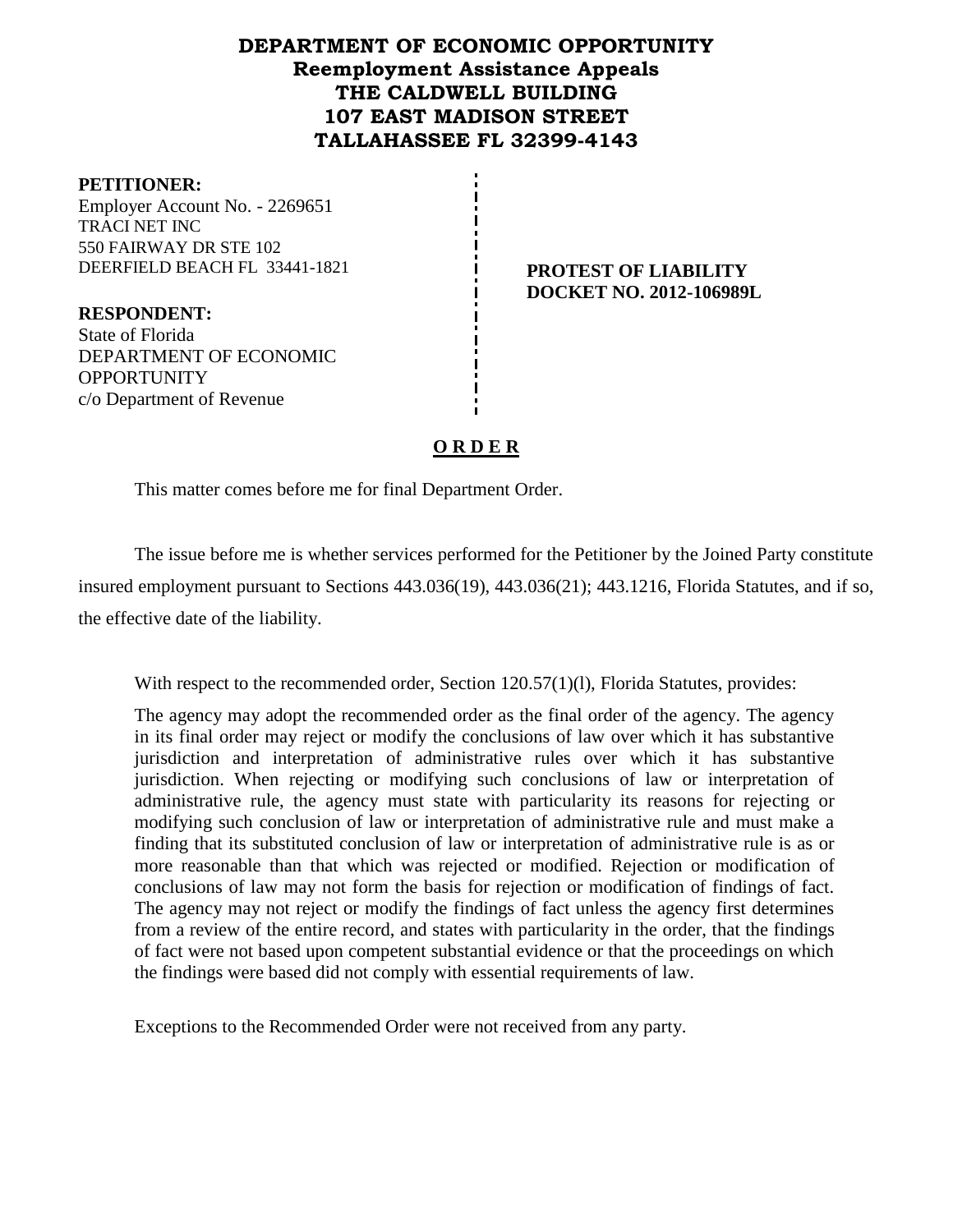# DEPARTMENT OF ECONOMIC OPPORTUNITY
## Reemployment Assistance Appeals
## THE CALDWELL BUILDING
## 107 EAST MADISON STREET
## TALLAHASSEE FL 32399-4143

**PETITIONER:**
Employer Account No. - 2269651
TRACI NET INC
550 FAIRWAY DR STE 102
DEERFIELD BEACH FL 33441-1821

**PROTEST OF LIABILITY**
**DOCKET NO. 2012-106989L**

**RESPONDENT:**
State of Florida
DEPARTMENT OF ECONOMIC OPPORTUNITY
c/o Department of Revenue

**O R D E R**

This matter comes before me for final Department Order.

The issue before me is whether services performed for the Petitioner by the Joined Party constitute insured employment pursuant to Sections 443.036(19), 443.036(21); 443.1216, Florida Statutes, and if so, the effective date of the liability.

With respect to the recommended order, Section 120.57(1)(l), Florida Statutes, provides:

> The agency may adopt the recommended order as the final order of the agency. The agency in its final order may reject or modify the conclusions of law over which it has substantive jurisdiction and interpretation of administrative rules over which it has substantive jurisdiction. When rejecting or modifying such conclusions of law or interpretation of administrative rule, the agency must state with particularity its reasons for rejecting or modifying such conclusion of law or interpretation of administrative rule and must make a finding that its substituted conclusion of law or interpretation of administrative rule is as or more reasonable than that which was rejected or modified. Rejection or modification of conclusions of law may not form the basis for rejection or modification of findings of fact. The agency may not reject or modify the findings of fact unless the agency first determines from a review of the entire record, and states with particularity in the order, that the findings of fact were not based upon competent substantial evidence or that the proceedings on which the findings were based did not comply with essential requirements of law.

Exceptions to the Recommended Order were not received from any party.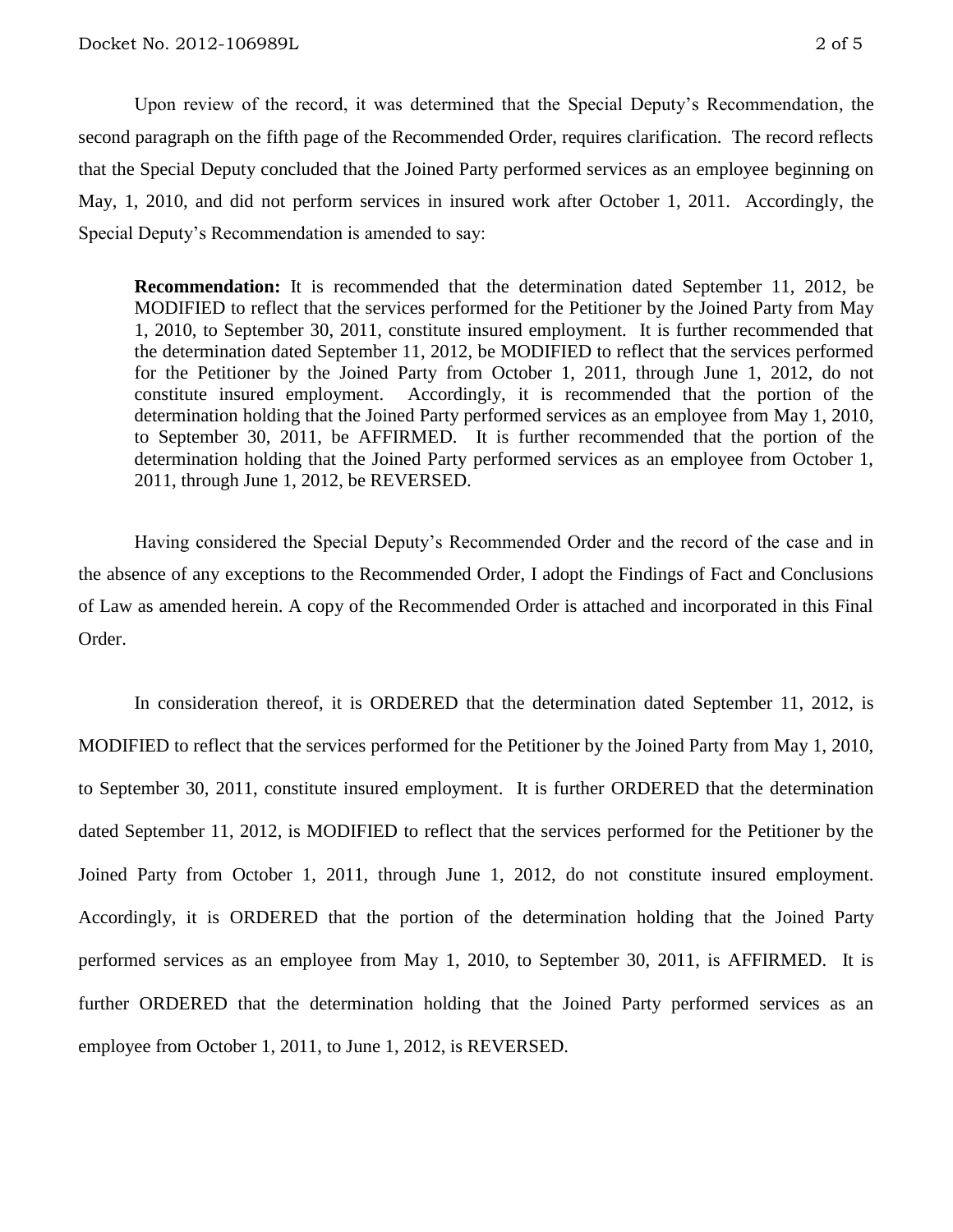Upon review of the record, it was determined that the Special Deputy's Recommendation, the second paragraph on the fifth page of the Recommended Order, requires clarification. The record reflects that the Special Deputy concluded that the Joined Party performed services as an employee beginning on May, 1, 2010, and did not perform services in insured work after October 1, 2011. Accordingly, the Special Deputy's Recommendation is amended to say:

> **Recommendation:** It is recommended that the determination dated September 11, 2012, be MODIFIED to reflect that the services performed for the Petitioner by the Joined Party from May 1, 2010, to September 30, 2011, constitute insured employment. It is further recommended that the determination dated September 11, 2012, be MODIFIED to reflect that the services performed for the Petitioner by the Joined Party from October 1, 2011, through June 1, 2012, do not constitute insured employment. Accordingly, it is recommended that the portion of the determination holding that the Joined Party performed services as an employee from May 1, 2010, to September 30, 2011, be AFFIRMED. It is further recommended that the portion of the determination holding that the Joined Party performed services as an employee from October 1, 2011, through June 1, 2012, be REVERSED.

Having considered the Special Deputy's Recommended Order and the record of the case and in the absence of any exceptions to the Recommended Order, I adopt the Findings of Fact and Conclusions of Law as amended herein. A copy of the Recommended Order is attached and incorporated in this Final Order.

In consideration thereof, it is ORDERED that the determination dated September 11, 2012, is MODIFIED to reflect that the services performed for the Petitioner by the Joined Party from May 1, 2010, to September 30, 2011, constitute insured employment. It is further ORDERED that the determination dated September 11, 2012, is MODIFIED to reflect that the services performed for the Petitioner by the Joined Party from October 1, 2011, through June 1, 2012, do not constitute insured employment. Accordingly, it is ORDERED that the portion of the determination holding that the Joined Party performed services as an employee from May 1, 2010, to September 30, 2011, is AFFIRMED. It is further ORDERED that the determination holding that the Joined Party performed services as an employee from October 1, 2011, to June 1, 2012, is REVERSED.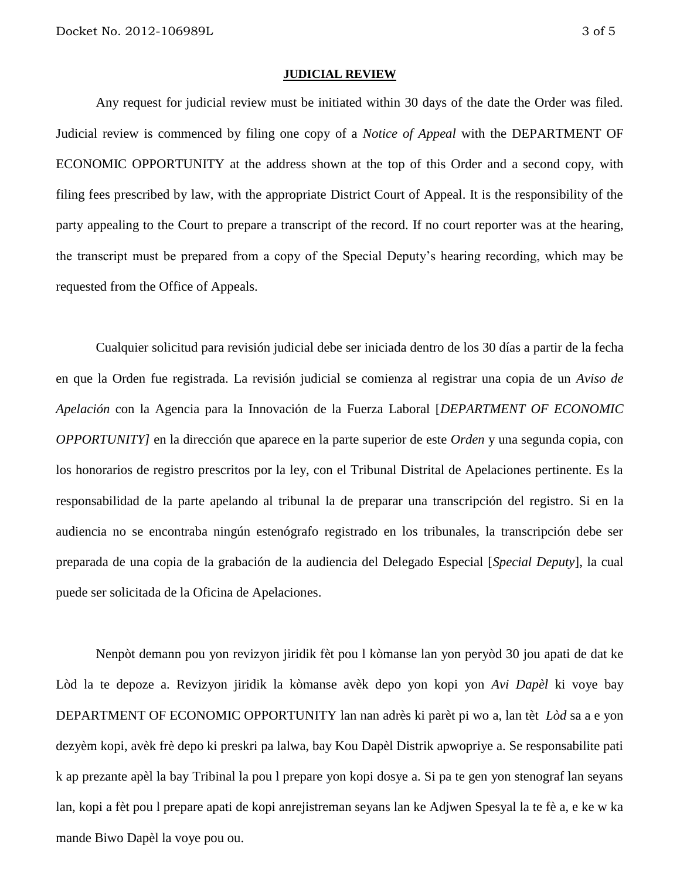**JUDICIAL REVIEW**

Any request for judicial review must be initiated within 30 days of the date the Order was filed. Judicial review is commenced by filing one copy of a *Notice of Appeal* with the DEPARTMENT OF ECONOMIC OPPORTUNITY at the address shown at the top of this Order and a second copy, with filing fees prescribed by law, with the appropriate District Court of Appeal. It is the responsibility of the party appealing to the Court to prepare a transcript of the record. If no court reporter was at the hearing, the transcript must be prepared from a copy of the Special Deputy's hearing recording, which may be requested from the Office of Appeals.

Cualquier solicitud para revisión judicial debe ser iniciada dentro de los 30 días a partir de la fecha en que la Orden fue registrada. La revisión judicial se comienza al registrar una copia de un *Aviso de Apelación* con la Agencia para la Innovación de la Fuerza Laboral [*DEPARTMENT OF ECONOMIC OPPORTUNITY]* en la dirección que aparece en la parte superior de este *Orden* y una segunda copia, con los honorarios de registro prescritos por la ley, con el Tribunal Distrital de Apelaciones pertinente. Es la responsabilidad de la parte apelando al tribunal la de preparar una transcripción del registro. Si en la audiencia no se encontraba ningún estenógrafo registrado en los tribunales, la transcripción debe ser preparada de una copia de la grabación de la audiencia del Delegado Especial [*Special Deputy*], la cual puede ser solicitada de la Oficina de Apelaciones.

Nenpòt demann pou yon revizyon jiridik fèt pou l kòmanse lan yon peryòd 30 jou apati de dat ke Lòd la te depoze a. Revizyon jiridik la kòmanse avèk depo yon kopi yon *Avi Dapèl* ki voye bay DEPARTMENT OF ECONOMIC OPPORTUNITY lan nan adrès ki parèt pi wo a, lan tèt *Lòd* sa a e yon dezyèm kopi, avèk frè depo ki preskri pa lalwa, bay Kou Dapèl Distrik apwopriye a. Se responsabilite pati k ap prezante apèl la bay Tribinal la pou l prepare yon kopi dosye a. Si pa te gen yon stenograf lan seyans lan, kopi a fèt pou l prepare apati de kopi anrejistreman seyans lan ke Adjwen Spesyal la te fè a, e ke w ka mande Biwo Dapèl la voye pou ou.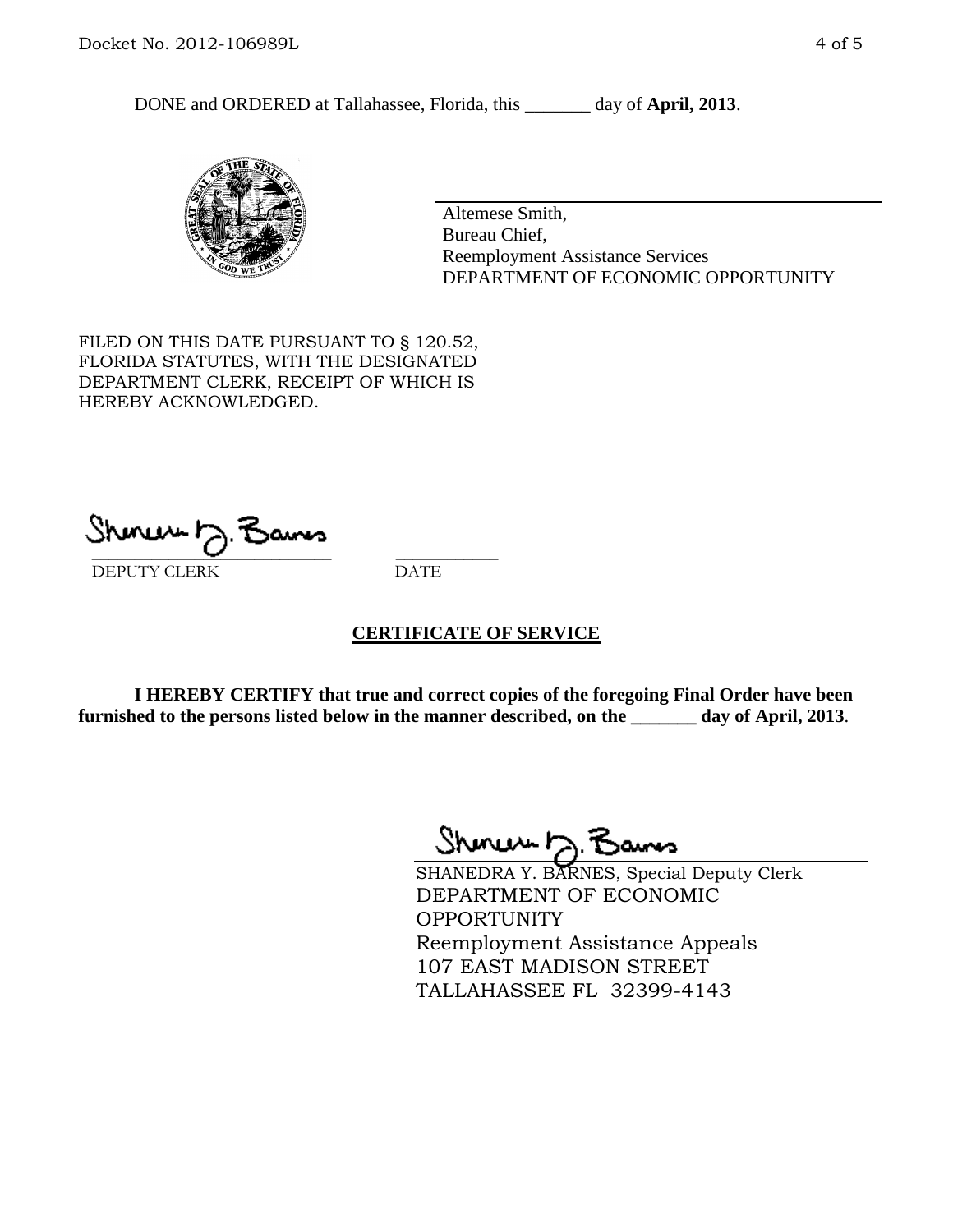DONE and ORDERED at Tallahassee, Florida, this _______ day of **April, 2013**.

Altemese Smith,
Bureau Chief,
Reemployment Assistance Services
DEPARTMENT OF ECONOMIC OPPORTUNITY

FILED ON THIS DATE PURSUANT TO § 120.52, FLORIDA STATUTES, WITH THE DESIGNATED DEPARTMENT CLERK, RECEIPT OF WHICH IS HEREBY ACKNOWLEDGED.

\_\_\_\_\_\_\_\_\_\_\_\_\_\_\_\_\_\_\_\_\_\_\_\_\_\_\_\_ \_\_\_\_\_\_\_\_\_\_\_\_
DEPUTY CLERK DATE

**CERTIFICATE OF SERVICE**

**I HEREBY CERTIFY that true and correct copies of the foregoing Final Order have been furnished to the persons listed below in the manner described, on the _______ day of April, 2013**.

SHANEDRA Y. BARNES, Special Deputy Clerk
DEPARTMENT OF ECONOMIC OPPORTUNITY
Reemployment Assistance Appeals
107 EAST MADISON STREET
TALLAHASSEE FL 32399-4143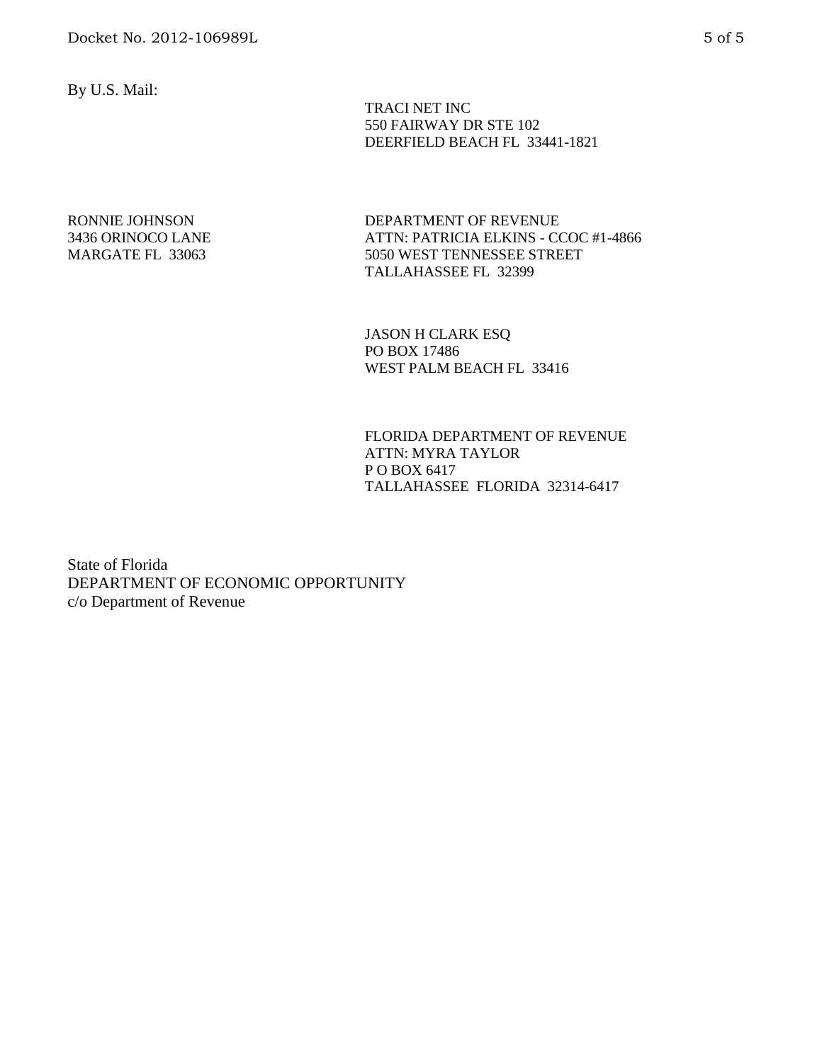By U.S. Mail:

TRACI NET INC
550 FAIRWAY DR STE 102
DEERFIELD BEACH FL 33441-1821

RONNIE JOHNSON
3436 ORINOCO LANE
MARGATE FL 33063

DEPARTMENT OF REVENUE
ATTN: PATRICIA ELKINS - CCOC #1-4866
5050 WEST TENNESSEE STREET
TALLAHASSEE FL 32399

JASON H CLARK ESQ
PO BOX 17486
WEST PALM BEACH FL 33416

FLORIDA DEPARTMENT OF REVENUE
ATTN: MYRA TAYLOR
P O BOX 6417
TALLAHASSEE FLORIDA 32314-6417

State of Florida
DEPARTMENT OF ECONOMIC OPPORTUNITY
c/o Department of Revenue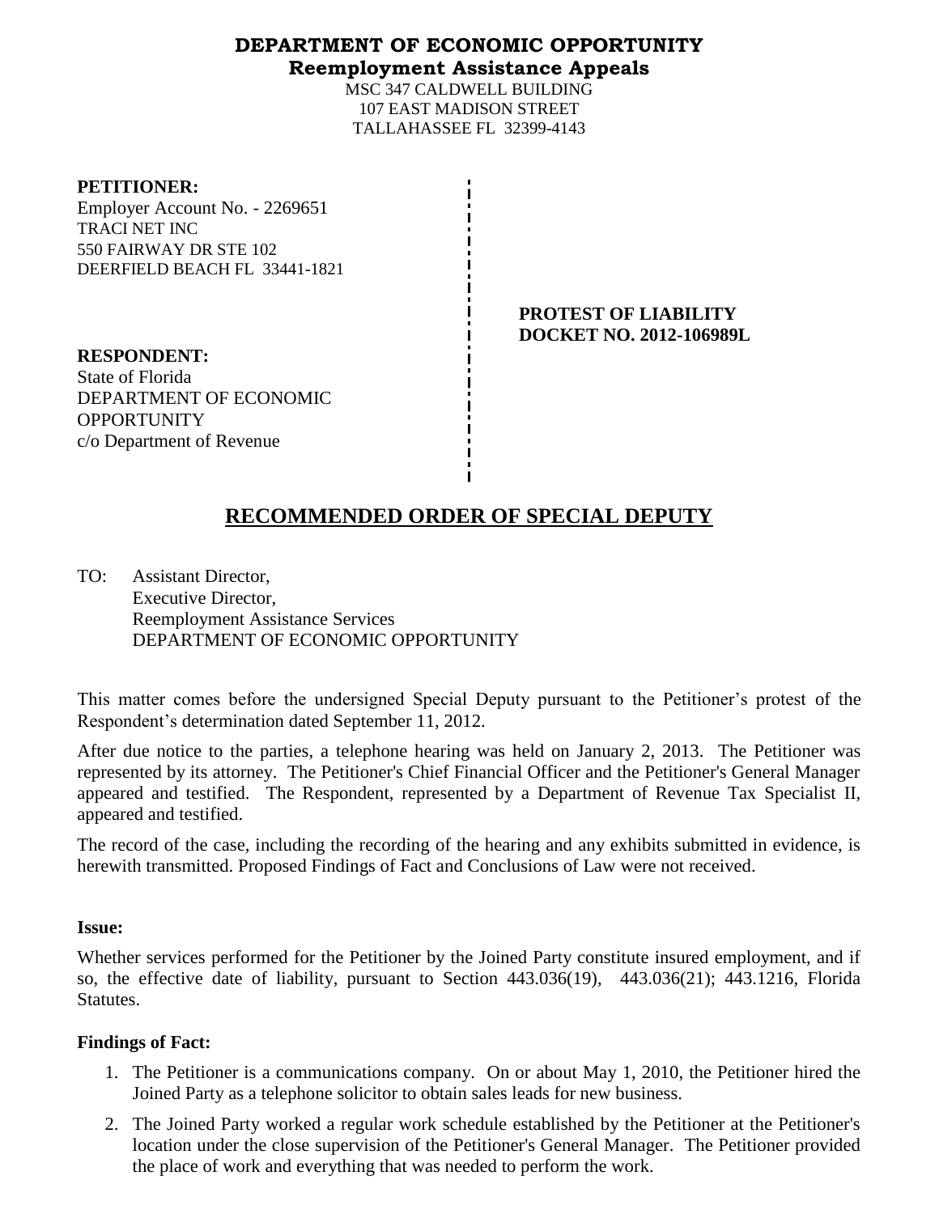# DEPARTMENT OF ECONOMIC OPPORTUNITY

## Reemployment Assistance Appeals

MSC 347 CALDWELL BUILDING
107 EAST MADISON STREET
TALLAHASSEE FL 32399-4143

**PETITIONER:**
Employer Account No. - 2269651
TRACI NET INC
550 FAIRWAY DR STE 102
DEERFIELD BEACH FL 33441-1821

**PROTEST OF LIABILITY**
**DOCKET NO. 2012-106989L**

**RESPONDENT:**
State of Florida
DEPARTMENT OF ECONOMIC OPPORTUNITY
c/o Department of Revenue

## RECOMMENDED ORDER OF SPECIAL DEPUTY

TO: Assistant Director,
Executive Director,
Reemployment Assistance Services
DEPARTMENT OF ECONOMIC OPPORTUNITY

This matter comes before the undersigned Special Deputy pursuant to the Petitioner's protest of the Respondent's determination dated September 11, 2012.

After due notice to the parties, a telephone hearing was held on January 2, 2013. The Petitioner was represented by its attorney. The Petitioner's Chief Financial Officer and the Petitioner's General Manager appeared and testified. The Respondent, represented by a Department of Revenue Tax Specialist II, appeared and testified.

The record of the case, including the recording of the hearing and any exhibits submitted in evidence, is herewith transmitted. Proposed Findings of Fact and Conclusions of Law were not received.

**Issue:**

Whether services performed for the Petitioner by the Joined Party constitute insured employment, and if so, the effective date of liability, pursuant to Section 443.036(19), 443.036(21); 443.1216, Florida Statutes.

**Findings of Fact:**

1. The Petitioner is a communications company. On or about May 1, 2010, the Petitioner hired the Joined Party as a telephone solicitor to obtain sales leads for new business.
2. The Joined Party worked a regular work schedule established by the Petitioner at the Petitioner's location under the close supervision of the Petitioner's General Manager. The Petitioner provided the place of work and everything that was needed to perform the work.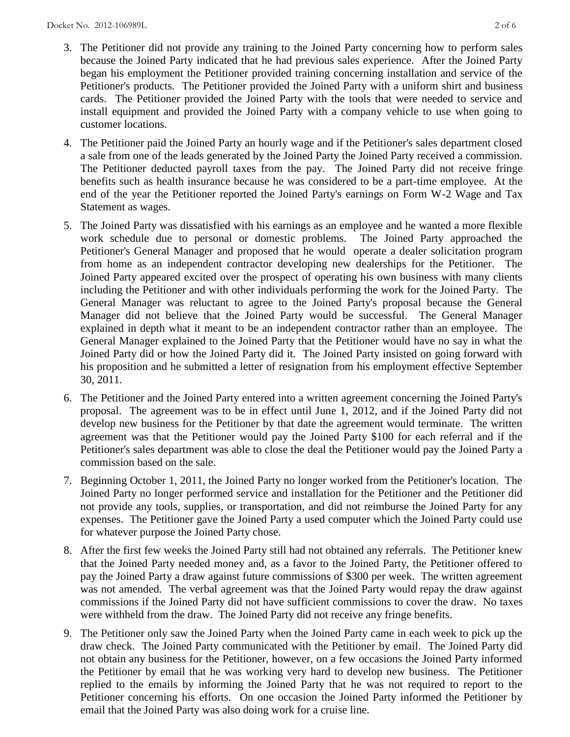3. The Petitioner did not provide any training to the Joined Party concerning how to perform sales because the Joined Party indicated that he had previous sales experience. After the Joined Party began his employment the Petitioner provided training concerning installation and service of the Petitioner's products. The Petitioner provided the Joined Party with a uniform shirt and business cards. The Petitioner provided the Joined Party with the tools that were needed to service and install equipment and provided the Joined Party with a company vehicle to use when going to customer locations.

4. The Petitioner paid the Joined Party an hourly wage and if the Petitioner's sales department closed a sale from one of the leads generated by the Joined Party the Joined Party received a commission. The Petitioner deducted payroll taxes from the pay. The Joined Party did not receive fringe benefits such as health insurance because he was considered to be a part-time employee. At the end of the year the Petitioner reported the Joined Party's earnings on Form W-2 Wage and Tax Statement as wages.

5. The Joined Party was dissatisfied with his earnings as an employee and he wanted a more flexible work schedule due to personal or domestic problems. The Joined Party approached the Petitioner's General Manager and proposed that he would operate a dealer solicitation program from home as an independent contractor developing new dealerships for the Petitioner. The Joined Party appeared excited over the prospect of operating his own business with many clients including the Petitioner and with other individuals performing the work for the Joined Party. The General Manager was reluctant to agree to the Joined Party's proposal because the General Manager did not believe that the Joined Party would be successful. The General Manager explained in depth what it meant to be an independent contractor rather than an employee. The General Manager explained to the Joined Party that the Petitioner would have no say in what the Joined Party did or how the Joined Party did it. The Joined Party insisted on going forward with his proposition and he submitted a letter of resignation from his employment effective September 30, 2011.

6. The Petitioner and the Joined Party entered into a written agreement concerning the Joined Party's proposal. The agreement was to be in effect until June 1, 2012, and if the Joined Party did not develop new business for the Petitioner by that date the agreement would terminate. The written agreement was that the Petitioner would pay the Joined Party $100 for each referral and if the Petitioner's sales department was able to close the deal the Petitioner would pay the Joined Party a commission based on the sale.

7. Beginning October 1, 2011, the Joined Party no longer worked from the Petitioner's location. The Joined Party no longer performed service and installation for the Petitioner and the Petitioner did not provide any tools, supplies, or transportation, and did not reimburse the Joined Party for any expenses. The Petitioner gave the Joined Party a used computer which the Joined Party could use for whatever purpose the Joined Party chose.

8. After the first few weeks the Joined Party still had not obtained any referrals. The Petitioner knew that the Joined Party needed money and, as a favor to the Joined Party, the Petitioner offered to pay the Joined Party a draw against future commissions of $300 per week. The written agreement was not amended. The verbal agreement was that the Joined Party would repay the draw against commissions if the Joined Party did not have sufficient commissions to cover the draw. No taxes were withheld from the draw. The Joined Party did not receive any fringe benefits.

9. The Petitioner only saw the Joined Party when the Joined Party came in each week to pick up the draw check. The Joined Party communicated with the Petitioner by email. The Joined Party did not obtain any business for the Petitioner, however, on a few occasions the Joined Party informed the Petitioner by email that he was working very hard to develop new business. The Petitioner replied to the emails by informing the Joined Party that he was not required to report to the Petitioner concerning his efforts. On one occasion the Joined Party informed the Petitioner by email that the Joined Party was also doing work for a cruise line.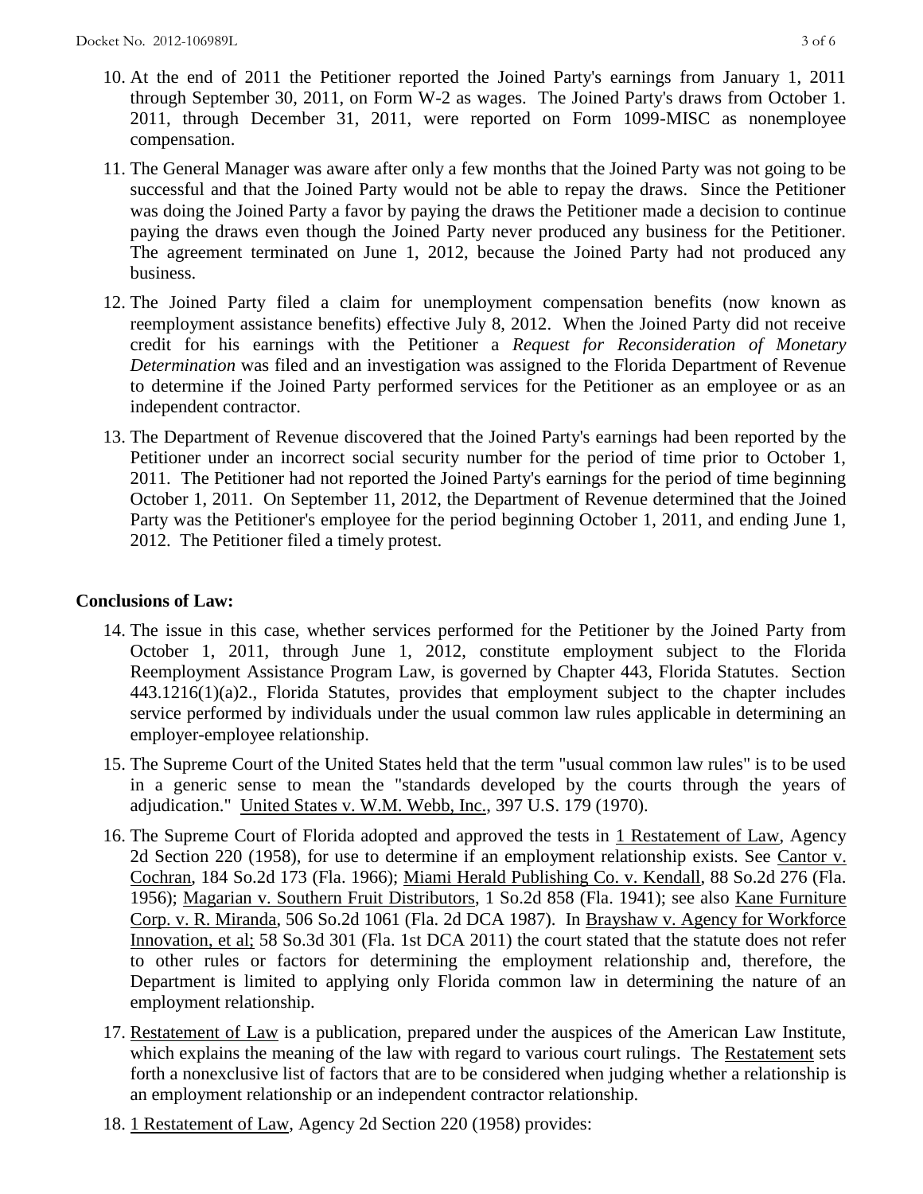10. At the end of 2011 the Petitioner reported the Joined Party's earnings from January 1, 2011 through September 30, 2011, on Form W-2 as wages. The Joined Party's draws from October 1. 2011, through December 31, 2011, were reported on Form 1099-MISC as nonemployee compensation.

11. The General Manager was aware after only a few months that the Joined Party was not going to be successful and that the Joined Party would not be able to repay the draws. Since the Petitioner was doing the Joined Party a favor by paying the draws the Petitioner made a decision to continue paying the draws even though the Joined Party never produced any business for the Petitioner. The agreement terminated on June 1, 2012, because the Joined Party had not produced any business.

12. The Joined Party filed a claim for unemployment compensation benefits (now known as reemployment assistance benefits) effective July 8, 2012. When the Joined Party did not receive credit for his earnings with the Petitioner a *Request for Reconsideration of Monetary Determination* was filed and an investigation was assigned to the Florida Department of Revenue to determine if the Joined Party performed services for the Petitioner as an employee or as an independent contractor.

13. The Department of Revenue discovered that the Joined Party's earnings had been reported by the Petitioner under an incorrect social security number for the period of time prior to October 1, 2011. The Petitioner had not reported the Joined Party's earnings for the period of time beginning October 1, 2011. On September 11, 2012, the Department of Revenue determined that the Joined Party was the Petitioner's employee for the period beginning October 1, 2011, and ending June 1, 2012. The Petitioner filed a timely protest.

**Conclusions of Law:**

14. The issue in this case, whether services performed for the Petitioner by the Joined Party from October 1, 2011, through June 1, 2012, constitute employment subject to the Florida Reemployment Assistance Program Law, is governed by Chapter 443, Florida Statutes. Section 443.1216(1)(a)2., Florida Statutes, provides that employment subject to the chapter includes service performed by individuals under the usual common law rules applicable in determining an employer-employee relationship.

15. The Supreme Court of the United States held that the term "usual common law rules" is to be used in a generic sense to mean the "standards developed by the courts through the years of adjudication." United States v. W.M. Webb, Inc., 397 U.S. 179 (1970).

16. The Supreme Court of Florida adopted and approved the tests in 1 Restatement of Law, Agency 2d Section 220 (1958), for use to determine if an employment relationship exists. See Cantor v. Cochran, 184 So.2d 173 (Fla. 1966); Miami Herald Publishing Co. v. Kendall, 88 So.2d 276 (Fla. 1956); Magarian v. Southern Fruit Distributors, 1 So.2d 858 (Fla. 1941); see also Kane Furniture Corp. v. R. Miranda, 506 So.2d 1061 (Fla. 2d DCA 1987). In Brayshaw v. Agency for Workforce Innovation, et al; 58 So.3d 301 (Fla. 1st DCA 2011) the court stated that the statute does not refer to other rules or factors for determining the employment relationship and, therefore, the Department is limited to applying only Florida common law in determining the nature of an employment relationship.

17. Restatement of Law is a publication, prepared under the auspices of the American Law Institute, which explains the meaning of the law with regard to various court rulings. The Restatement sets forth a nonexclusive list of factors that are to be considered when judging whether a relationship is an employment relationship or an independent contractor relationship.

18. 1 Restatement of Law, Agency 2d Section 220 (1958) provides: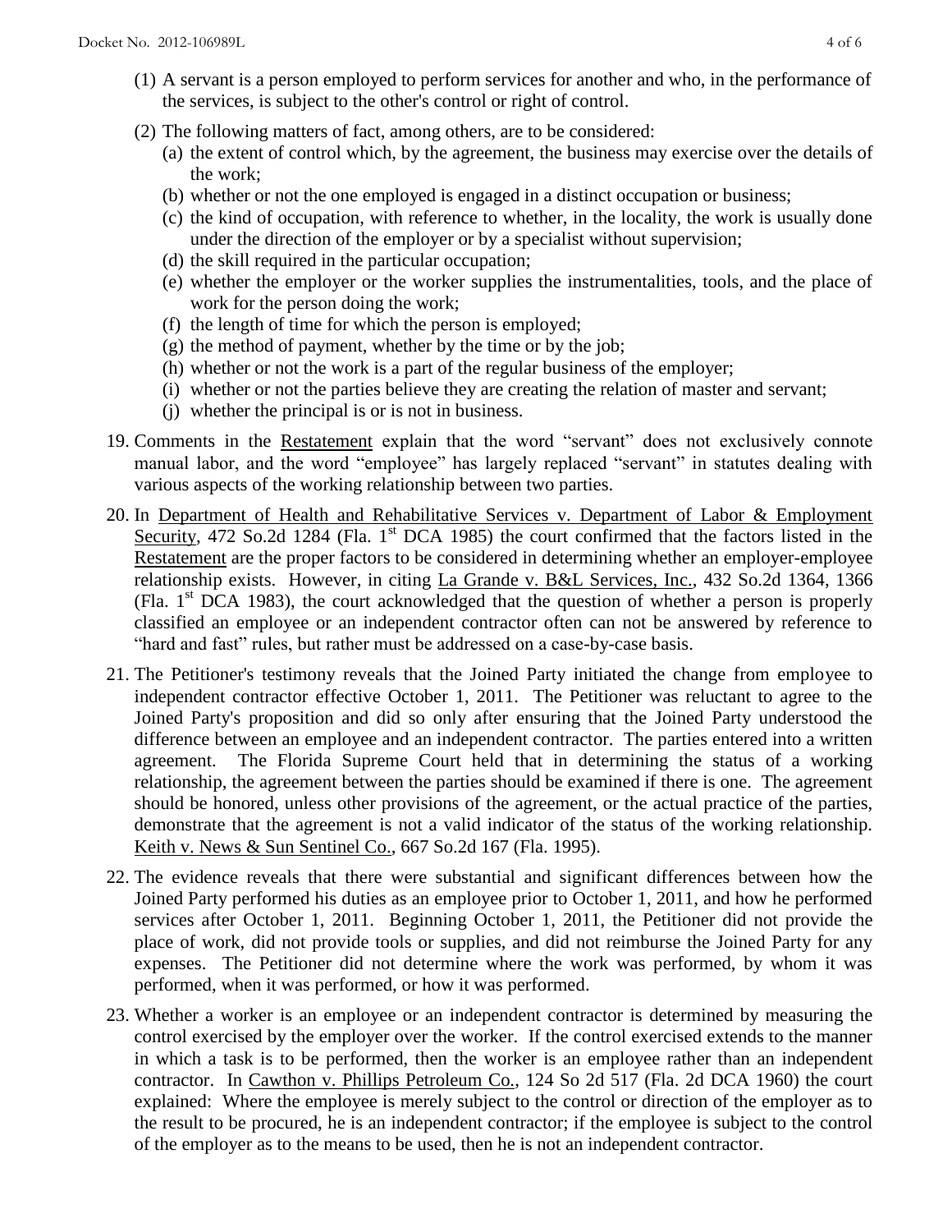(1) A servant is a person employed to perform services for another and who, in the performance of the services, is subject to the other's control or right of control.

(2) The following matters of fact, among others, are to be considered:

   (a) the extent of control which, by the agreement, the business may exercise over the details of the work;
   (b) whether or not the one employed is engaged in a distinct occupation or business;
   (c) the kind of occupation, with reference to whether, in the locality, the work is usually done under the direction of the employer or by a specialist without supervision;
   (d) the skill required in the particular occupation;
   (e) whether the employer or the worker supplies the instrumentalities, tools, and the place of work for the person doing the work;
   (f) the length of time for which the person is employed;
   (g) the method of payment, whether by the time or by the job;
   (h) whether or not the work is a part of the regular business of the employer;
   (i) whether or not the parties believe they are creating the relation of master and servant;
   (j) whether the principal is or is not in business.

19. Comments in the Restatement explain that the word "servant" does not exclusively connote manual labor, and the word "employee" has largely replaced "servant" in statutes dealing with various aspects of the working relationship between two parties.

20. In Department of Health and Rehabilitative Services v. Department of Labor & Employment Security, 472 So.2d 1284 (Fla. 1st DCA 1985) the court confirmed that the factors listed in the Restatement are the proper factors to be considered in determining whether an employer-employee relationship exists. However, in citing La Grande v. B&L Services, Inc., 432 So.2d 1364, 1366 (Fla. 1st DCA 1983), the court acknowledged that the question of whether a person is properly classified an employee or an independent contractor often can not be answered by reference to "hard and fast" rules, but rather must be addressed on a case-by-case basis.

21. The Petitioner's testimony reveals that the Joined Party initiated the change from employee to independent contractor effective October 1, 2011. The Petitioner was reluctant to agree to the Joined Party's proposition and did so only after ensuring that the Joined Party understood the difference between an employee and an independent contractor. The parties entered into a written agreement. The Florida Supreme Court held that in determining the status of a working relationship, the agreement between the parties should be examined if there is one. The agreement should be honored, unless other provisions of the agreement, or the actual practice of the parties, demonstrate that the agreement is not a valid indicator of the status of the working relationship. Keith v. News & Sun Sentinel Co., 667 So.2d 167 (Fla. 1995).

22. The evidence reveals that there were substantial and significant differences between how the Joined Party performed his duties as an employee prior to October 1, 2011, and how he performed services after October 1, 2011. Beginning October 1, 2011, the Petitioner did not provide the place of work, did not provide tools or supplies, and did not reimburse the Joined Party for any expenses. The Petitioner did not determine where the work was performed, by whom it was performed, when it was performed, or how it was performed.

23. Whether a worker is an employee or an independent contractor is determined by measuring the control exercised by the employer over the worker. If the control exercised extends to the manner in which a task is to be performed, then the worker is an employee rather than an independent contractor. In Cawthon v. Phillips Petroleum Co., 124 So 2d 517 (Fla. 2d DCA 1960) the court explained: Where the employee is merely subject to the control or direction of the employer as to the result to be procured, he is an independent contractor; if the employee is subject to the control of the employer as to the means to be used, then he is not an independent contractor.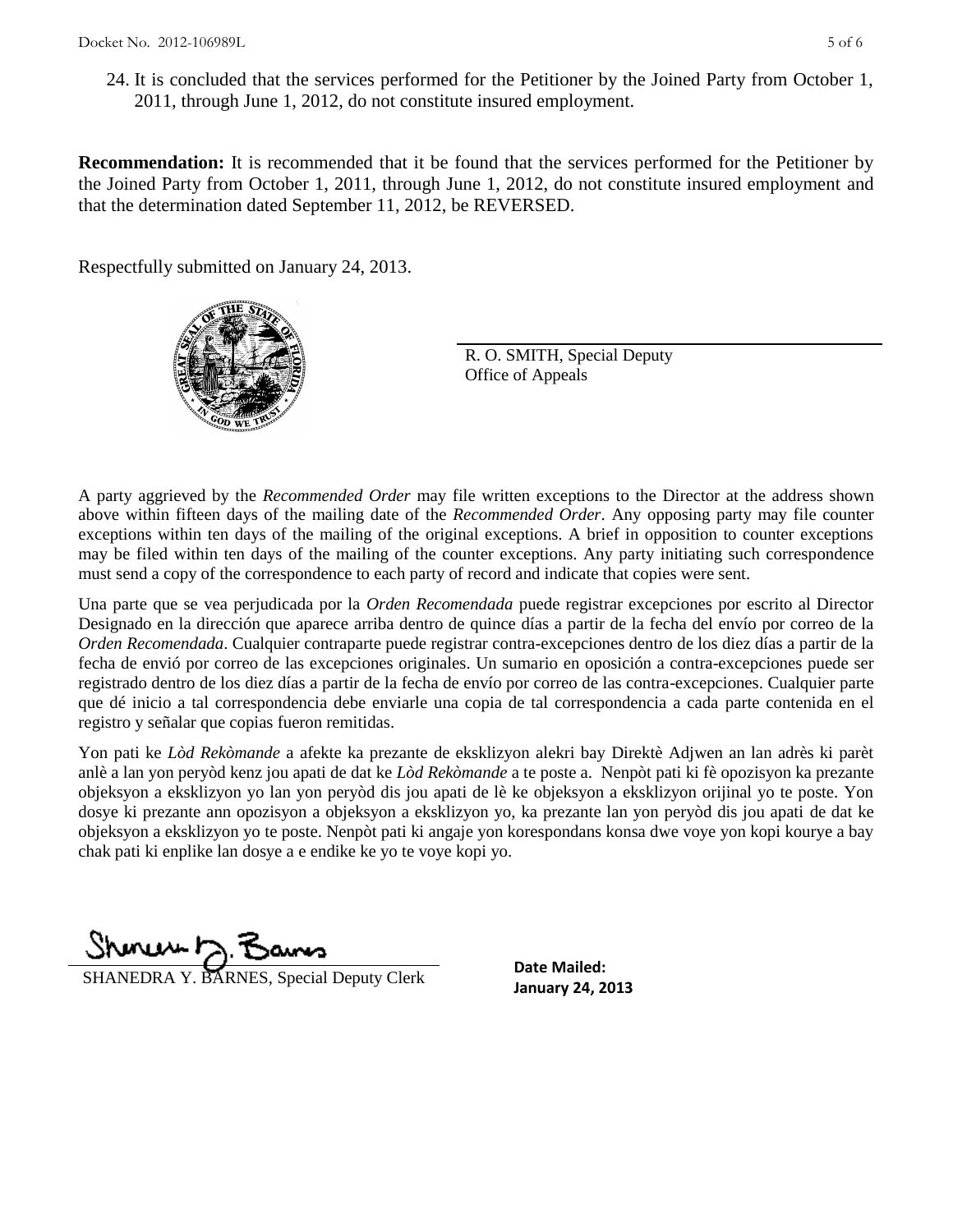24. It is concluded that the services performed for the Petitioner by the Joined Party from October 1, 2011, through June 1, 2012, do not constitute insured employment.

**Recommendation:** It is recommended that it be found that the services performed for the Petitioner by the Joined Party from October 1, 2011, through June 1, 2012, do not constitute insured employment and that the determination dated September 11, 2012, be REVERSED.

Respectfully submitted on January 24, 2013.

R. O. SMITH, Special Deputy
Office of Appeals

A party aggrieved by the *Recommended Order* may file written exceptions to the Director at the address shown above within fifteen days of the mailing date of the *Recommended Order*. Any opposing party may file counter exceptions within ten days of the mailing of the original exceptions. A brief in opposition to counter exceptions may be filed within ten days of the mailing of the counter exceptions. Any party initiating such correspondence must send a copy of the correspondence to each party of record and indicate that copies were sent.

Una parte que se vea perjudicada por la *Orden Recomendada* puede registrar excepciones por escrito al Director Designado en la dirección que aparece arriba dentro de quince días a partir de la fecha del envío por correo de la *Orden Recomendada*. Cualquier contraparte puede registrar contra-excepciones dentro de los diez días a partir de la fecha de envió por correo de las excepciones originales. Un sumario en oposición a contra-excepciones puede ser registrado dentro de los diez días a partir de la fecha de envío por correo de las contra-excepciones. Cualquier parte que dé inicio a tal correspondencia debe enviarle una copia de tal correspondencia a cada parte contenida en el registro y señalar que copias fueron remitidas.

Yon pati ke *Lòd Rekòmande* a afekte ka prezante de eksklizyon alekri bay Direktè Adjwen an lan adrès ki parèt anlè a lan yon peryòd kenz jou apati de dat ke *Lòd Rekòmande* a te poste a. Nenpòt pati ki fè opozisyon ka prezante objeksyon a eksklizyon yo lan yon peryòd dis jou apati de lè ke objeksyon a eksklizyon orijinal yo te poste. Yon dosye ki prezante ann opozisyon a objeksyon a eksklizyon yo, ka prezante lan yon peryòd dis jou apati de dat ke objeksyon a eksklizyon yo te poste. Nenpòt pati ki angaje yon korespondans konsa dwe voye yon kopi kourye a bay chak pati ki enplike lan dosye a e endike ke yo te voye kopi yo.

SHANEDRA Y. BARNES, Special Deputy Clerk

**Date Mailed:**
**January 24, 2013**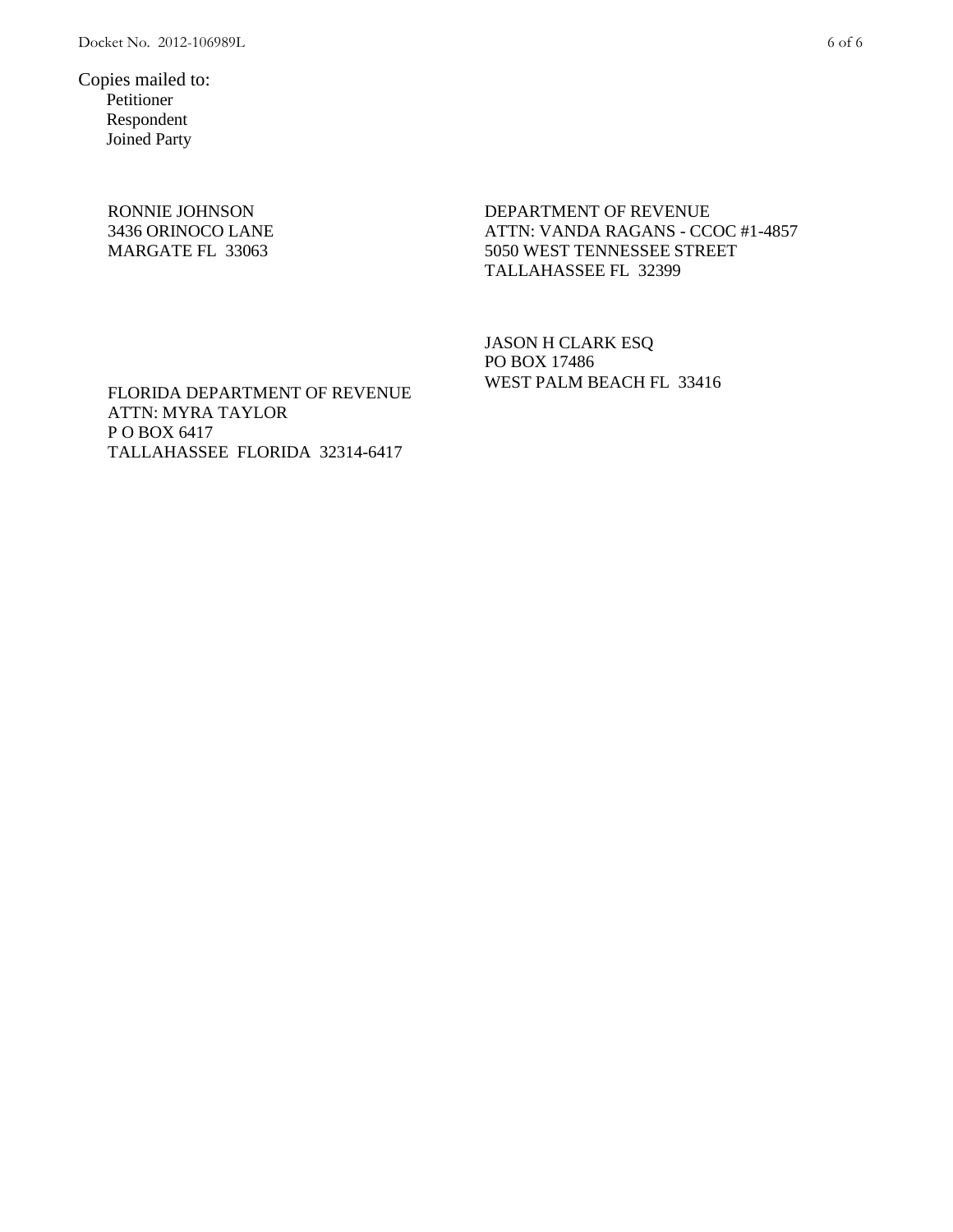Copies mailed to:
Petitioner
Respondent
Joined Party

RONNIE JOHNSON
3436 ORINOCO LANE
MARGATE FL 33063

DEPARTMENT OF REVENUE
ATTN: VANDA RAGANS - CCOC #1-4857
5050 WEST TENNESSEE STREET
TALLAHASSEE FL 32399

JASON H CLARK ESQ
PO BOX 17486
WEST PALM BEACH FL 33416

FLORIDA DEPARTMENT OF REVENUE
ATTN: MYRA TAYLOR
P O BOX 6417
TALLAHASSEE FLORIDA 32314-6417